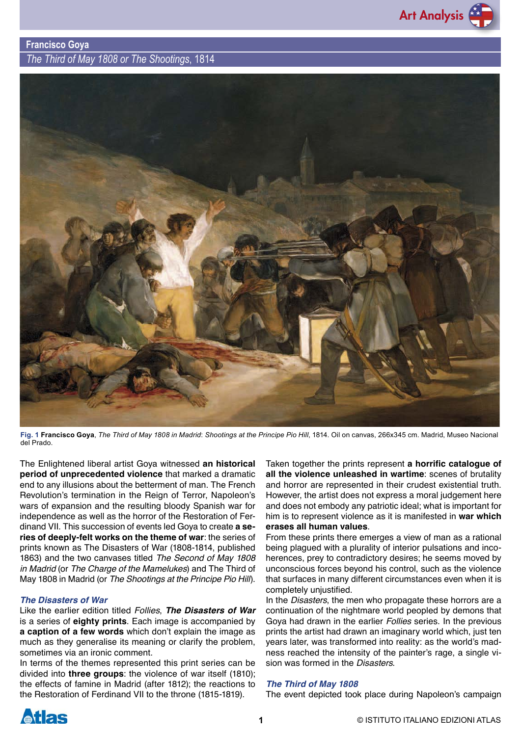## Francisco Goya

### *The Third of May 1808 or The Shootings*, 1814

**Fig. 1** **Francisco Goya**, *The Third of May 1808 in Madrid*: *Shootings at the Principe Pio Hill*, 1814. Oil on canvas, 266x345 cm. Madrid, Museo Nacional del Prado.

The Enlightened liberal artist Goya witnessed **an historical period of unprecedented violence** that marked a dramatic end to any illusions about the betterment of man. The French Revolution's termination in the Reign of Terror, Napoleon's wars of expansion and the resulting bloody Spanish war for independence as well as the horror of the Restoration of Ferdinand VII. This succession of events led Goya to create **a series of deeply-felt works on the theme of war**: the series of prints known as The Disasters of War (1808-1814, published 1863) and the two canvases titled *The Second of May 1808 in Madrid* (or *The Charge of the Mamelukes*) and The Third of May 1808 in Madrid (or *The Shootings at the Principe Pio Hill*).

### *The Disasters of War*

Like the earlier edition titled *Follies*, ***The Disasters of War*** is a series of **eighty prints**. Each image is accompanied by **a caption of a few words** which don't explain the image as much as they generalise its meaning or clarify the problem, sometimes via an ironic comment.

In terms of the themes represented this print series can be divided into **three groups**: the violence of war itself (1810); the effects of famine in Madrid (after 1812); the reactions to the Restoration of Ferdinand VII to the throne (1815-1819).

Taken together the prints represent **a horrific catalogue of all the violence unleashed in wartime**: scenes of brutality and horror are represented in their crudest existential truth. However, the artist does not express a moral judgement here and does not embody any patriotic ideal; what is important for him is to represent violence as it is manifested in **war which erases all human values**.

From these prints there emerges a view of man as a rational being plagued with a plurality of interior pulsations and incoherences, prey to contradictory desires; he seems moved by unconscious forces beyond his control, such as the violence that surfaces in many different circumstances even when it is completely unjustified.

In the *Disasters*, the men who propagate these horrors are a continuation of the nightmare world peopled by demons that Goya had drawn in the earlier *Follies* series. In the previous prints the artist had drawn an imaginary world which, just ten years later, was transformed into reality: as the world's madness reached the intensity of the painter's rage, a single vision was formed in the *Disasters*.

### *The Third of May 1808*

The event depicted took place during Napoleon's campaign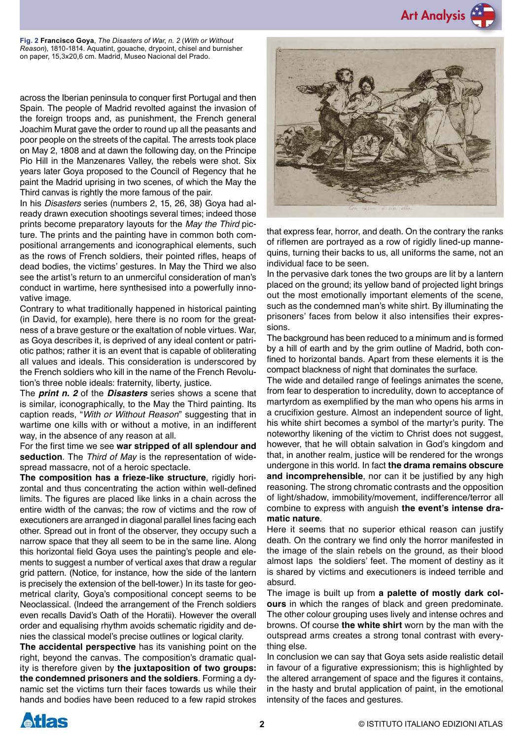**Fig. 2 Francisco Goya**, *The Disasters of War, n. 2* (*With or Without Reason*), 1810-1814. Aquatint, gouache, drypoint, chisel and burnisher on paper, 15,3x20,6 cm. Madrid, Museo Nacional del Prado.

across the Iberian peninsula to conquer first Portugal and then Spain. The people of Madrid revolted against the invasion of the foreign troops and, as punishment, the French general Joachim Murat gave the order to round up all the peasants and poor people on the streets of the capital. The arrests took place on May 2, 1808 and at dawn the following day, on the Principe Pio Hill in the Manzenares Valley, the rebels were shot. Six years later Goya proposed to the Council of Regency that he paint the Madrid uprising in two scenes, of which the May the Third canvas is rightly the more famous of the pair.

In his *Disasters* series (numbers 2, 15, 26, 38) Goya had already drawn execution shootings several times; indeed those prints become preparatory layouts for the *May the Third* picture. The prints and the painting have in common both compositional arrangements and iconographical elements, such as the rows of French soldiers, their pointed rifles, heaps of dead bodies, the victims' gestures. In May the Third we also see the artist's return to an unmerciful consideration of man's conduct in wartime, here synthesised into a powerfully innovative image.

Contrary to what traditionally happened in historical painting (in David, for example), here there is no room for the greatness of a brave gesture or the exaltation of noble virtues. War, as Goya describes it, is deprived of any ideal content or patriotic pathos; rather it is an event that is capable of obliterating all values and ideals. This consideration is underscored by the French soldiers who kill in the name of the French Revolution's three noble ideals: fraternity, liberty, justice.

The ***print n. 2*** of the ***Disasters*** series shows a scene that is similar, iconographically, to the May the Third painting. Its caption reads, "*With or Without Reason*" suggesting that in wartime one kills with or without a motive, in an indifferent way, in the absence of any reason at all.

For the first time we see **war stripped of all splendour and seduction**. The *Third of May* is the representation of widespread massacre, not of a heroic spectacle.

**The composition has a frieze-like structure**, rigidly horizontal and thus concentrating the action within well-defined limits. The figures are placed like links in a chain across the entire width of the canvas; the row of victims and the row of executioners are arranged in diagonal parallel lines facing each other. Spread out in front of the observer, they occupy such a narrow space that they all seem to be in the same line. Along this horizontal field Goya uses the painting's people and elements to suggest a number of vertical axes that draw a regular grid pattern. (Notice, for instance, how the side of the lantern is precisely the extension of the bell-tower.) In its taste for geometrical clarity, Goya's compositional concept seems to be Neoclassical. (Indeed the arrangement of the French soldiers even recalls David's Oath of the Horatii). However the overall order and equalising rhythm avoids schematic rigidity and denies the classical model's precise outlines or logical clarity.

**The accidental perspective** has its vanishing point on the right, beyond the canvas. The composition's dramatic quality is therefore given by **the juxtaposition of two groups: the condemned prisoners and the soldiers**. Forming a dynamic set the victims turn their faces towards us while their hands and bodies have been reduced to a few rapid strokes that express fear, horror, and death. On the contrary the ranks of riflemen are portrayed as a row of rigidly lined-up mannequins, turning their backs to us, all uniforms the same, not an individual face to be seen.

In the pervasive dark tones the two groups are lit by a lantern placed on the ground; its yellow band of projected light brings out the most emotionally important elements of the scene, such as the condemned man's white shirt. By illuminating the prisoners' faces from below it also intensifies their expressions.

The background has been reduced to a minimum and is formed by a hill of earth and by the grim outline of Madrid, both confined to horizontal bands. Apart from these elements it is the compact blackness of night that dominates the surface.

The wide and detailed range of feelings animates the scene, from fear to desperation to incredulity, down to acceptance of martyrdom as exemplified by the man who opens his arms in a crucifixion gesture. Almost an independent source of light, his white shirt becomes a symbol of the martyr's purity. The noteworthy likening of the victim to Christ does not suggest, however, that he will obtain salvation in God's kingdom and that, in another realm, justice will be rendered for the wrongs undergone in this world. In fact **the drama remains obscure and incomprehensible**, nor can it be justified by any high reasoning. The strong chromatic contrasts and the opposition of light/shadow, immobility/movement, indifference/terror all combine to express with anguish **the event's intense dramatic nature**.

Here it seems that no superior ethical reason can justify death. On the contrary we find only the horror manifested in the image of the slain rebels on the ground, as their blood almost laps the soldiers' feet. The moment of destiny as it is shared by victims and executioners is indeed terrible and absurd.

The image is built up from **a palette of mostly dark colours** in which the ranges of black and green predominate. The other colour grouping uses lively and intense ochres and browns. Of course **the white shirt** worn by the man with the outspread arms creates a strong tonal contrast with everything else.

In conclusion we can say that Goya sets aside realistic detail in favour of a figurative expressionism; this is highlighted by the altered arrangement of space and the figures it contains, in the hasty and brutal application of paint, in the emotional intensity of the faces and gestures.